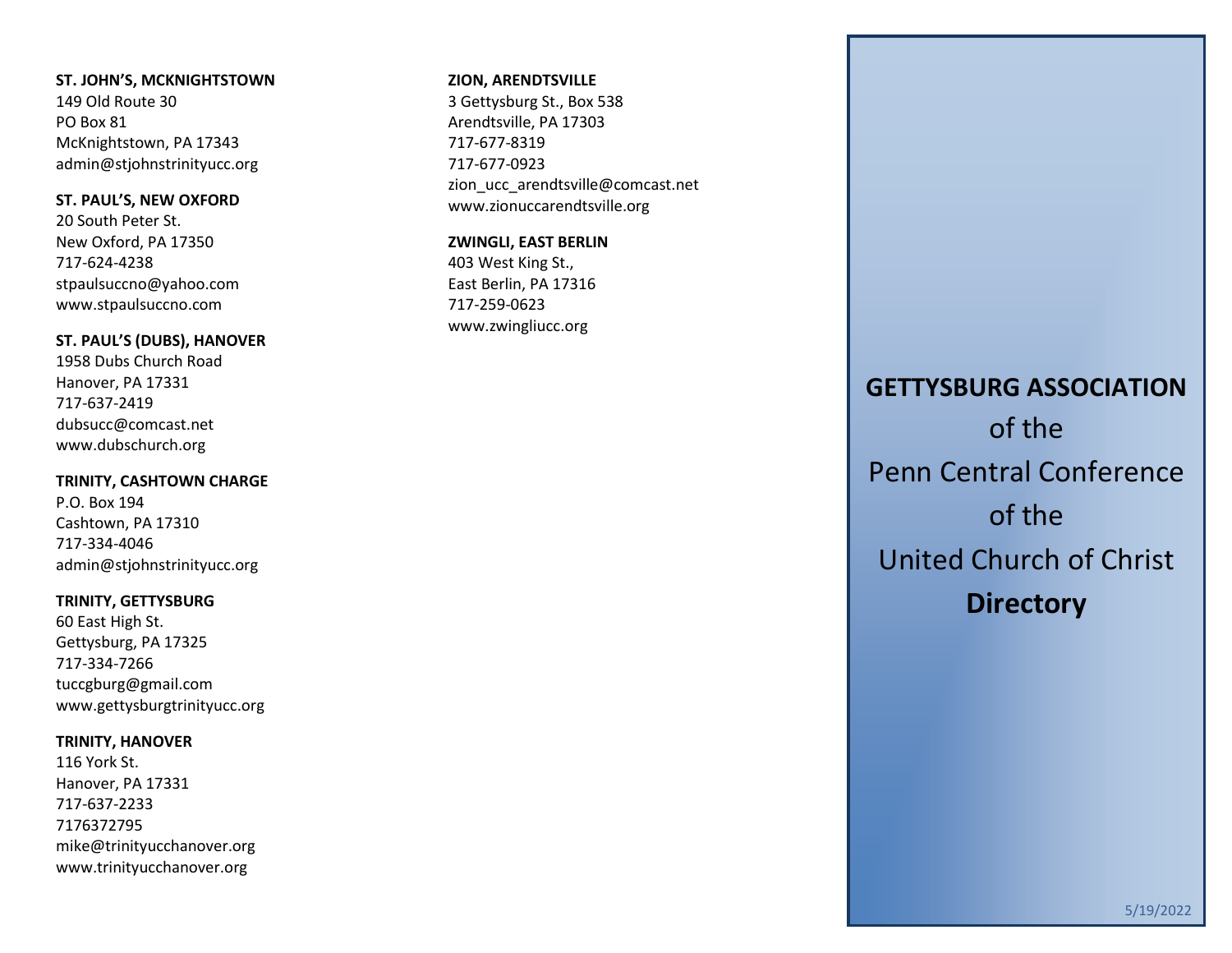**ST. JOHN'S, MCKNIGHTSTOWN**
149 Old Route 30
PO Box 81
McKnightstown, PA 17343
admin@stjohnstrinityucc.org

**ST. PAUL'S, NEW OXFORD**
20 South Peter St.
New Oxford, PA 17350
717-624-4238
stpaulsuccno@yahoo.com
www.stpaulsuccno.com

**ST. PAUL'S (DUBS), HANOVER**
1958 Dubs Church Road
Hanover, PA 17331
717-637-2419
dubsucc@comcast.net
www.dubschurch.org

**TRINITY, CASHTOWN CHARGE**
P.O. Box 194
Cashtown, PA 17310
717-334-4046
admin@stjohnstrinityucc.org

**TRINITY, GETTYSBURG**
60 East High St.
Gettysburg, PA 17325
717-334-7266
tuccgburg@gmail.com
www.gettysburgtrinityucc.org

**TRINITY, HANOVER**
116 York St.
Hanover, PA 17331
717-637-2233
7176372795
mike@trinityucchanover.org
www.trinityucchanover.org

**ZION, ARENDTSVILLE**
3 Gettysburg St., Box 538
Arendtsville, PA 17303
717-677-8319
717-677-0923
zion_ucc_arendtsville@comcast.net
www.zionuccarendtsville.org

**ZWINGLI, EAST BERLIN**
403 West King St.,
East Berlin, PA 17316
717-259-0623
www.zwingliucc.org

# GETTYSBURG ASSOCIATION
of the
Penn Central Conference
of the
United Church of Christ
**Directory**

5/19/2022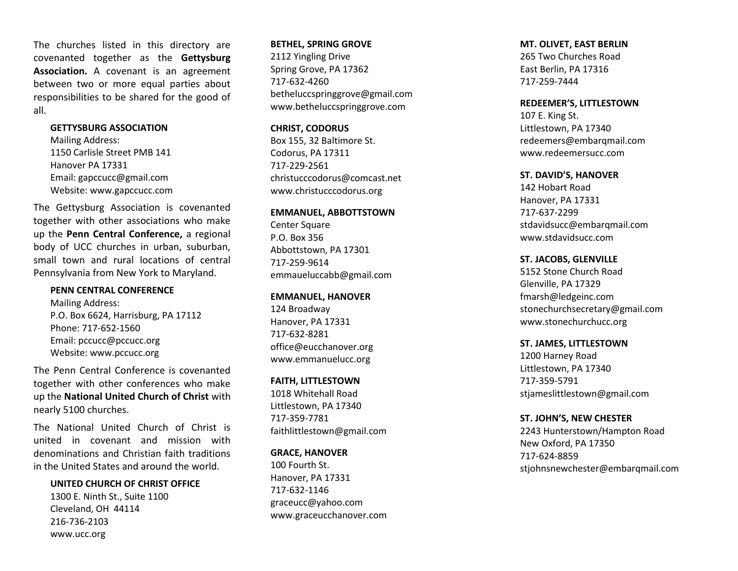The churches listed in this directory are covenanted together as the **Gettysburg Association.** A covenant is an agreement between two or more equal parties about responsibilities to be shared for the good of all.

**GETTYSBURG ASSOCIATION**
Mailing Address:
1150 Carlisle Street PMB 141
Hanover PA 17331
Email: gapccucc@gmail.com
Website: www.gapccucc.com

The Gettysburg Association is covenanted together with other associations who make up the **Penn Central Conference,** a regional body of UCC churches in urban, suburban, small town and rural locations of central Pennsylvania from New York to Maryland.

**PENN CENTRAL CONFERENCE**
Mailing Address:
P.O. Box 6624, Harrisburg, PA 17112
Phone: 717-652-1560
Email: pccucc@pccucc.org
Website: www.pccucc.org

The Penn Central Conference is covenanted together with other conferences who make up the **National United Church of Christ** with nearly 5100 churches.

The National United Church of Christ is united in covenant and mission with denominations and Christian faith traditions in the United States and around the world.

**UNITED CHURCH OF CHRIST OFFICE**
1300 E. Ninth St., Suite 1100
Cleveland, OH 44114
216-736-2103
www.ucc.org

**BETHEL, SPRING GROVE**
2112 Yingling Drive
Spring Grove, PA 17362
717-632-4260
betheluccspringgrove@gmail.com
www.betheluccspringgrove.com

**CHRIST, CODORUS**
Box 155, 32 Baltimore St.
Codorus, PA 17311
717-229-2561
christucccodorus@comcast.net
www.christucccodorus.org

**EMMANUEL, ABBOTTSTOWN**
Center Square
P.O. Box 356
Abbottstown, PA 17301
717-259-9614
emmaueluccabb@gmail.com

**EMMANUEL, HANOVER**
124 Broadway
Hanover, PA 17331
717-632-8281
office@eucchanover.org
www.emmanuelucc.org

**FAITH, LITTLESTOWN**
1018 Whitehall Road
Littlestown, PA 17340
717-359-7781
faithlittlestown@gmail.com

**GRACE, HANOVER**
100 Fourth St.
Hanover, PA 17331
717-632-1146
graceucc@yahoo.com
www.graceucchanover.com

**MT. OLIVET, EAST BERLIN**
265 Two Churches Road
East Berlin, PA 17316
717-259-7444

**REDEEMER'S, LITTLESTOWN**
107 E. King St.
Littlestown, PA 17340
redeemers@embarqmail.com
www.redeemersucc.com

**ST. DAVID'S, HANOVER**
142 Hobart Road
Hanover, PA 17331
717-637-2299
stdavidsucc@embarqmail.com
www.stdavidsucc.com

**ST. JACOBS, GLENVILLE**
5152 Stone Church Road
Glenville, PA 17329
fmarsh@ledgeinc.com
stonechurchsecretary@gmail.com
www.stonechurchucc.org

**ST. JAMES, LITTLESTOWN**
1200 Harney Road
Littlestown, PA 17340
717-359-5791
stjameslittlestown@gmail.com

**ST. JOHN'S, NEW CHESTER**
2243 Hunterstown/Hampton Road
New Oxford, PA 17350
717-624-8859
stjohnsnewchester@embarqmail.com